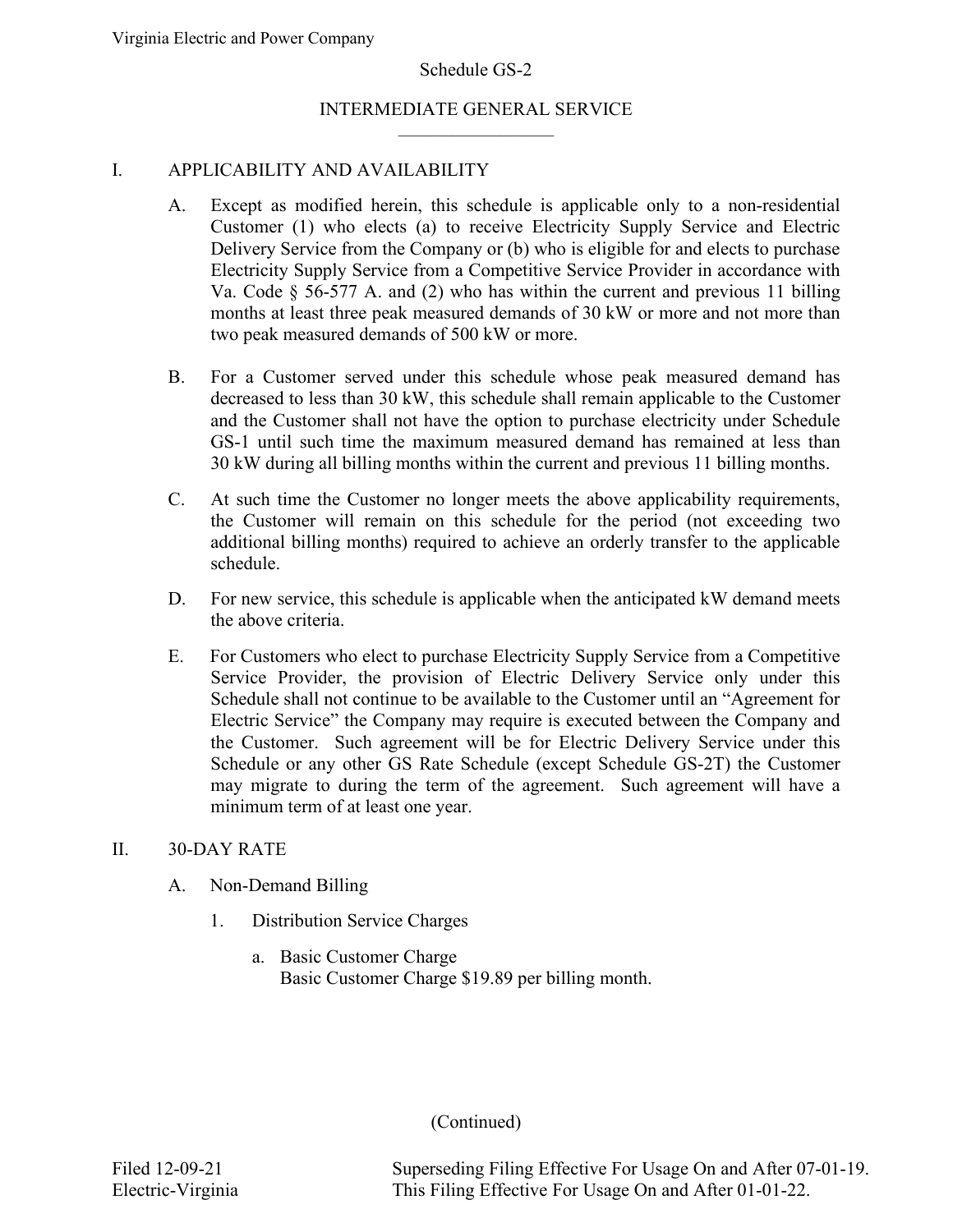Virginia Electric and Power Company

# Schedule GS-2

## INTERMEDIATE GENERAL SERVICE

### I. APPLICABILITY AND AVAILABILITY

A. Except as modified herein, this schedule is applicable only to a non-residential Customer (1) who elects (a) to receive Electricity Supply Service and Electric Delivery Service from the Company or (b) who is eligible for and elects to purchase Electricity Supply Service from a Competitive Service Provider in accordance with Va. Code § 56-577 A. and (2) who has within the current and previous 11 billing months at least three peak measured demands of 30 kW or more and not more than two peak measured demands of 500 kW or more.

B. For a Customer served under this schedule whose peak measured demand has decreased to less than 30 kW, this schedule shall remain applicable to the Customer and the Customer shall not have the option to purchase electricity under Schedule GS-1 until such time the maximum measured demand has remained at less than 30 kW during all billing months within the current and previous 11 billing months.

C. At such time the Customer no longer meets the above applicability requirements, the Customer will remain on this schedule for the period (not exceeding two additional billing months) required to achieve an orderly transfer to the applicable schedule.

D. For new service, this schedule is applicable when the anticipated kW demand meets the above criteria.

E. For Customers who elect to purchase Electricity Supply Service from a Competitive Service Provider, the provision of Electric Delivery Service only under this Schedule shall not continue to be available to the Customer until an "Agreement for Electric Service" the Company may require is executed between the Company and the Customer. Such agreement will be for Electric Delivery Service under this Schedule or any other GS Rate Schedule (except Schedule GS-2T) the Customer may migrate to during the term of the agreement. Such agreement will have a minimum term of at least one year.

### II. 30-DAY RATE

A. Non-Demand Billing

1. Distribution Service Charges

   a. Basic Customer Charge
      Basic Customer Charge $19.89 per billing month.

(Continued)

Filed 12-09-21
Electric-Virginia

Superseding Filing Effective For Usage On and After 07-01-19.
This Filing Effective For Usage On and After 01-01-22.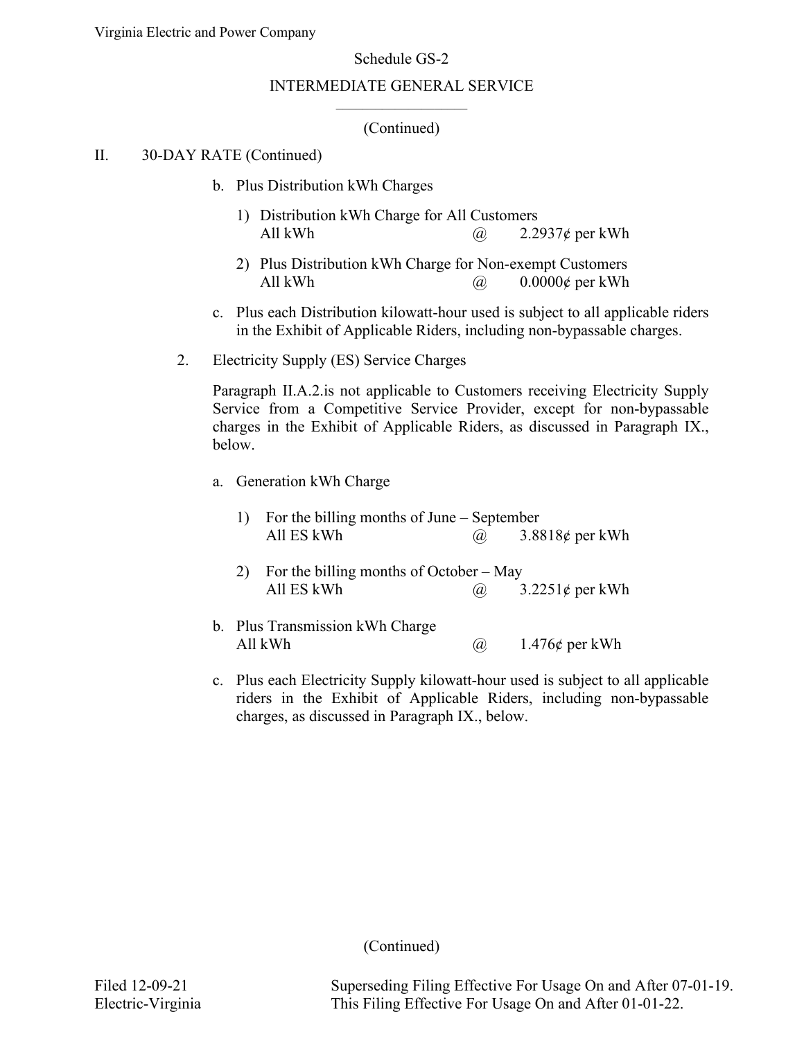Schedule GS-2

INTERMEDIATE GENERAL SERVICE

(Continued)

II. 30-DAY RATE (Continued)

b. Plus Distribution kWh Charges

1) Distribution kWh Charge for All Customers
All kWh @ 2.2937¢ per kWh

2) Plus Distribution kWh Charge for Non-exempt Customers
All kWh @ 0.0000¢ per kWh

c. Plus each Distribution kilowatt-hour used is subject to all applicable riders in the Exhibit of Applicable Riders, including non-bypassable charges.

2. Electricity Supply (ES) Service Charges

Paragraph II.A.2.is not applicable to Customers receiving Electricity Supply Service from a Competitive Service Provider, except for non-bypassable charges in the Exhibit of Applicable Riders, as discussed in Paragraph IX., below.

a. Generation kWh Charge

1) For the billing months of June – September
All ES kWh @ 3.8818¢ per kWh

2) For the billing months of October – May
All ES kWh @ 3.2251¢ per kWh

b. Plus Transmission kWh Charge
All kWh @ 1.476¢ per kWh

c. Plus each Electricity Supply kilowatt-hour used is subject to all applicable riders in the Exhibit of Applicable Riders, including non-bypassable charges, as discussed in Paragraph IX., below.

(Continued)

Filed 12-09-21
Electric-Virginia

Superseding Filing Effective For Usage On and After 07-01-19.
This Filing Effective For Usage On and After 01-01-22.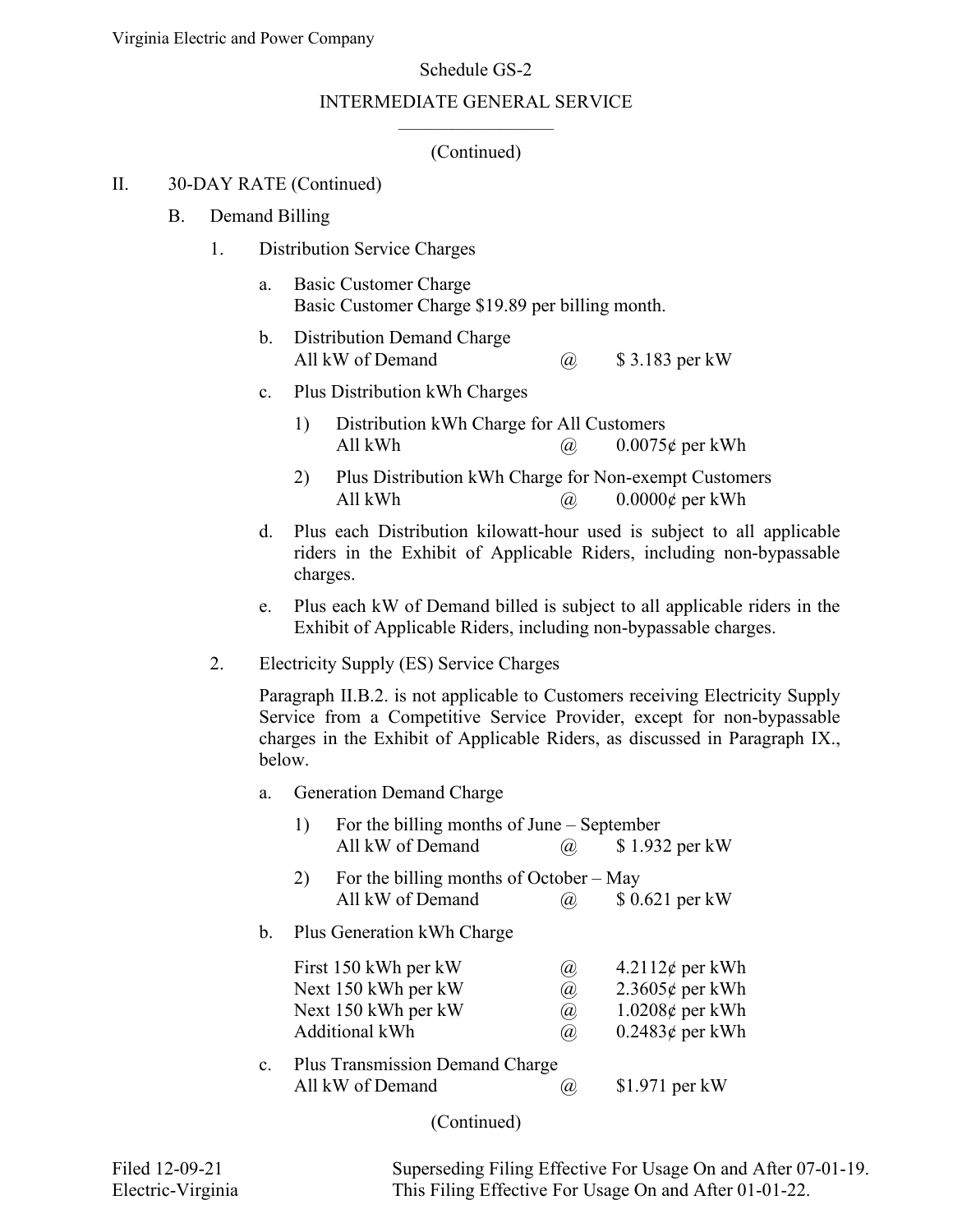Schedule GS-2

INTERMEDIATE GENERAL SERVICE

(Continued)

II. 30-DAY RATE (Continued)

B. Demand Billing

1. Distribution Service Charges

a. Basic Customer Charge
Basic Customer Charge $19.89 per billing month.

b. Distribution Demand Charge

| | | |
|---|---|---|
| All kW of Demand | @ | $ 3.183 per kW |

c. Plus Distribution kWh Charges

1) Distribution kWh Charge for All Customers

| | | |
|---|---|---|
| All kWh | @ | 0.0075¢ per kWh |

2) Plus Distribution kWh Charge for Non-exempt Customers

| | | |
|---|---|---|
| All kWh | @ | 0.0000¢ per kWh |

d. Plus each Distribution kilowatt-hour used is subject to all applicable riders in the Exhibit of Applicable Riders, including non-bypassable charges.

e. Plus each kW of Demand billed is subject to all applicable riders in the Exhibit of Applicable Riders, including non-bypassable charges.

2. Electricity Supply (ES) Service Charges

Paragraph II.B.2. is not applicable to Customers receiving Electricity Supply Service from a Competitive Service Provider, except for non-bypassable charges in the Exhibit of Applicable Riders, as discussed in Paragraph IX., below.

a. Generation Demand Charge

1) For the billing months of June – September

| | | |
|---|---|---|
| All kW of Demand | @ | $ 1.932 per kW |

2) For the billing months of October – May

| | | |
|---|---|---|
| All kW of Demand | @ | $ 0.621 per kW |

b. Plus Generation kWh Charge

| | | |
|---|---|---|
| First 150 kWh per kW | @ | 4.2112¢ per kWh |
| Next 150 kWh per kW | @ | 2.3605¢ per kWh |
| Next 150 kWh per kW | @ | 1.0208¢ per kWh |
| Additional kWh | @ | 0.2483¢ per kWh |

c. Plus Transmission Demand Charge

| | | |
|---|---|---|
| All kW of Demand | @ | $1.971 per kW |

(Continued)

Filed 12-09-21
Electric-Virginia

Superseding Filing Effective For Usage On and After 07-01-19.
This Filing Effective For Usage On and After 01-01-22.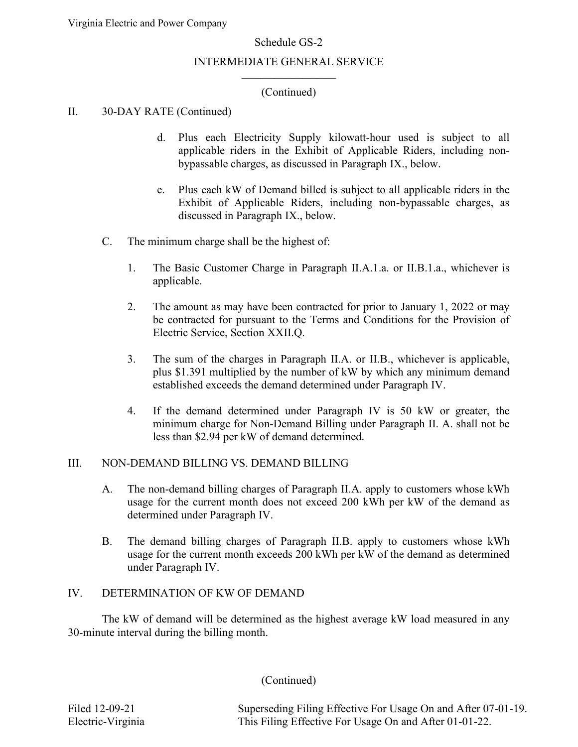Schedule GS-2

INTERMEDIATE GENERAL SERVICE

(Continued)

II. 30-DAY RATE (Continued)

d. Plus each Electricity Supply kilowatt-hour used is subject to all applicable riders in the Exhibit of Applicable Riders, including non-bypassable charges, as discussed in Paragraph IX., below.

e. Plus each kW of Demand billed is subject to all applicable riders in the Exhibit of Applicable Riders, including non-bypassable charges, as discussed in Paragraph IX., below.

C. The minimum charge shall be the highest of:

1. The Basic Customer Charge in Paragraph II.A.1.a. or II.B.1.a., whichever is applicable.

2. The amount as may have been contracted for prior to January 1, 2022 or may be contracted for pursuant to the Terms and Conditions for the Provision of Electric Service, Section XXII.Q.

3. The sum of the charges in Paragraph II.A. or II.B., whichever is applicable, plus $1.391 multiplied by the number of kW by which any minimum demand established exceeds the demand determined under Paragraph IV.

4. If the demand determined under Paragraph IV is 50 kW or greater, the minimum charge for Non-Demand Billing under Paragraph II. A. shall not be less than $2.94 per kW of demand determined.

III. NON-DEMAND BILLING VS. DEMAND BILLING

A. The non-demand billing charges of Paragraph II.A. apply to customers whose kWh usage for the current month does not exceed 200 kWh per kW of the demand as determined under Paragraph IV.

B. The demand billing charges of Paragraph II.B. apply to customers whose kWh usage for the current month exceeds 200 kWh per kW of the demand as determined under Paragraph IV.

IV. DETERMINATION OF KW OF DEMAND

The kW of demand will be determined as the highest average kW load measured in any 30-minute interval during the billing month.

(Continued)

Filed 12-09-21
Electric-Virginia

Superseding Filing Effective For Usage On and After 07-01-19.
This Filing Effective For Usage On and After 01-01-22.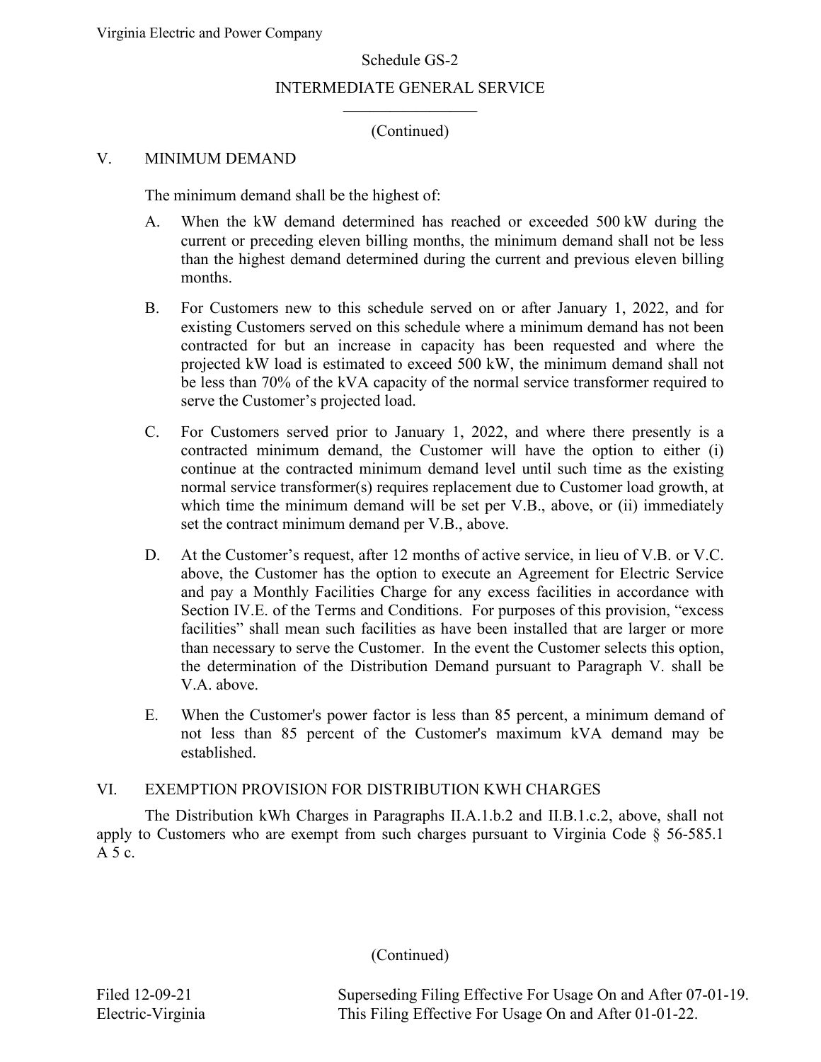Schedule GS-2

INTERMEDIATE GENERAL SERVICE

(Continued)

## V. MINIMUM DEMAND

The minimum demand shall be the highest of:

A. When the kW demand determined has reached or exceeded 500 kW during the current or preceding eleven billing months, the minimum demand shall not be less than the highest demand determined during the current and previous eleven billing months.

B. For Customers new to this schedule served on or after January 1, 2022, and for existing Customers served on this schedule where a minimum demand has not been contracted for but an increase in capacity has been requested and where the projected kW load is estimated to exceed 500 kW, the minimum demand shall not be less than 70% of the kVA capacity of the normal service transformer required to serve the Customer's projected load.

C. For Customers served prior to January 1, 2022, and where there presently is a contracted minimum demand, the Customer will have the option to either (i) continue at the contracted minimum demand level until such time as the existing normal service transformer(s) requires replacement due to Customer load growth, at which time the minimum demand will be set per V.B., above, or (ii) immediately set the contract minimum demand per V.B., above.

D. At the Customer's request, after 12 months of active service, in lieu of V.B. or V.C. above, the Customer has the option to execute an Agreement for Electric Service and pay a Monthly Facilities Charge for any excess facilities in accordance with Section IV.E. of the Terms and Conditions. For purposes of this provision, "excess facilities" shall mean such facilities as have been installed that are larger or more than necessary to serve the Customer. In the event the Customer selects this option, the determination of the Distribution Demand pursuant to Paragraph V. shall be V.A. above.

E. When the Customer's power factor is less than 85 percent, a minimum demand of not less than 85 percent of the Customer's maximum kVA demand may be established.

## VI. EXEMPTION PROVISION FOR DISTRIBUTION KWH CHARGES

The Distribution kWh Charges in Paragraphs II.A.1.b.2 and II.B.1.c.2, above, shall not apply to Customers who are exempt from such charges pursuant to Virginia Code § 56-585.1 A 5 c.

(Continued)

Filed 12-09-21
Electric-Virginia

Superseding Filing Effective For Usage On and After 07-01-19.
This Filing Effective For Usage On and After 01-01-22.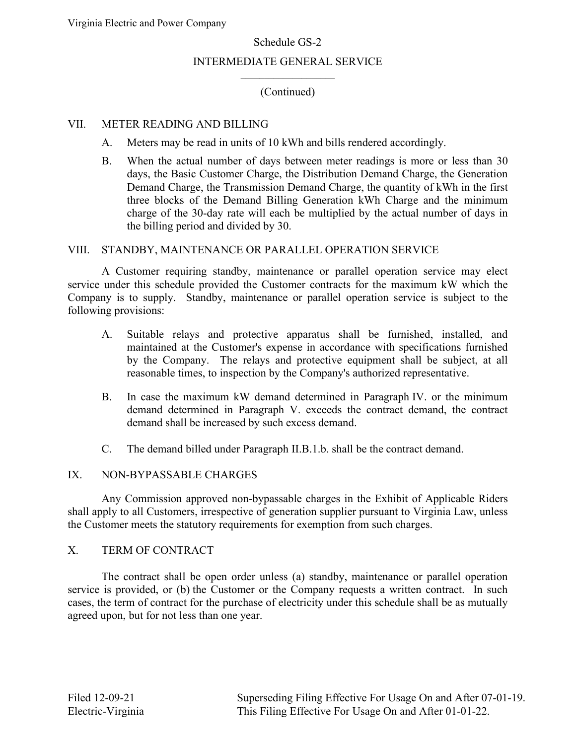Schedule GS-2

INTERMEDIATE GENERAL SERVICE

(Continued)

## VII. METER READING AND BILLING

A. Meters may be read in units of 10 kWh and bills rendered accordingly.

B. When the actual number of days between meter readings is more or less than 30 days, the Basic Customer Charge, the Distribution Demand Charge, the Generation Demand Charge, the Transmission Demand Charge, the quantity of kWh in the first three blocks of the Demand Billing Generation kWh Charge and the minimum charge of the 30-day rate will each be multiplied by the actual number of days in the billing period and divided by 30.

## VIII. STANDBY, MAINTENANCE OR PARALLEL OPERATION SERVICE

A Customer requiring standby, maintenance or parallel operation service may elect service under this schedule provided the Customer contracts for the maximum kW which the Company is to supply. Standby, maintenance or parallel operation service is subject to the following provisions:

A. Suitable relays and protective apparatus shall be furnished, installed, and maintained at the Customer's expense in accordance with specifications furnished by the Company. The relays and protective equipment shall be subject, at all reasonable times, to inspection by the Company's authorized representative.

B. In case the maximum kW demand determined in Paragraph IV. or the minimum demand determined in Paragraph V. exceeds the contract demand, the contract demand shall be increased by such excess demand.

C. The demand billed under Paragraph II.B.1.b. shall be the contract demand.

## IX. NON-BYPASSABLE CHARGES

Any Commission approved non-bypassable charges in the Exhibit of Applicable Riders shall apply to all Customers, irrespective of generation supplier pursuant to Virginia Law, unless the Customer meets the statutory requirements for exemption from such charges.

## X. TERM OF CONTRACT

The contract shall be open order unless (a) standby, maintenance or parallel operation service is provided, or (b) the Customer or the Company requests a written contract. In such cases, the term of contract for the purchase of electricity under this schedule shall be as mutually agreed upon, but for not less than one year.

Filed 12-09-21
Electric-Virginia

Superseding Filing Effective For Usage On and After 07-01-19.
This Filing Effective For Usage On and After 01-01-22.